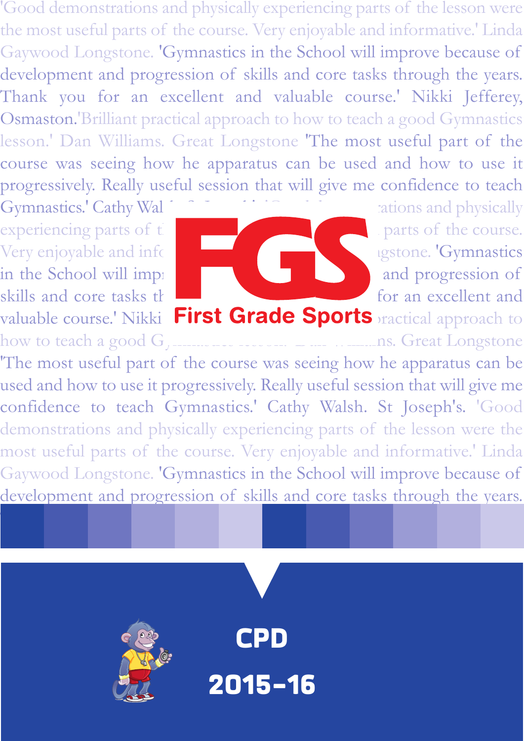'Good demonstrations and physically experiencing parts of the lesson were the most useful parts of the course. Very enjoyable and informative.' Linda Gaywood Longstone. 'Gymnastics in the School will improve because of development and progression of skills and core tasks through the years. Thank you for an excellent and valuable course.' Nikki Jefferey, Osmaston. 'Brilliant practical approach to how to teach a good Gymnastics lesson.' Dan Williams. Great Longstone 'The most useful part of the course was seeing how he apparatus can be used and how to use it progressively. Really useful session that will give me confidence to teach Gymnastics.' Cathy Walsh. St Joseph's.

# FGS

**First Grade Sports**

'The most useful part of the course was seeing how he apparatus can be used and how to use it progressively. Really useful session that will give me confidence to teach Gymnastics.' Cathy Walsh. St Joseph's. 'Good demonstrations and physically experiencing parts of the lesson were the most useful parts of the course. Very enjoyable and informative.' Linda Gaywood Longstone. 'Gymnastics in the School will improve because of development and progression of skills and core tasks through the years.

# CPD

# 2015–16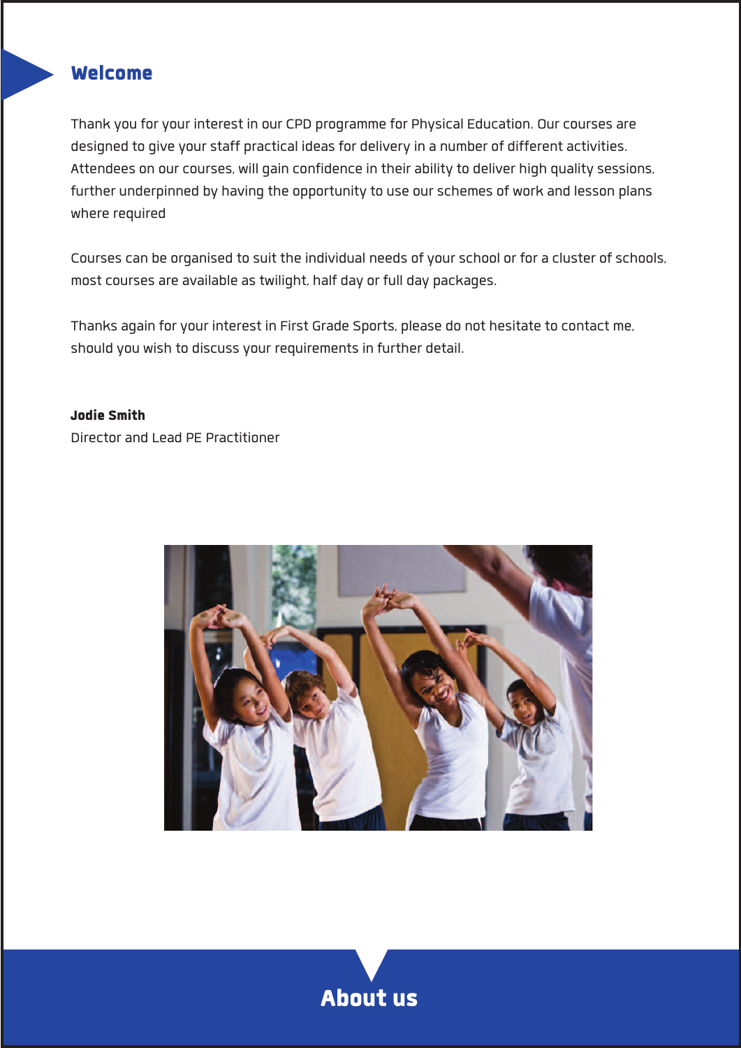## Welcome

Thank you for your interest in our CPD programme for Physical Education. Our courses are designed to give your staff practical ideas for delivery in a number of different activities. Attendees on our courses, will gain confidence in their ability to deliver high quality sessions, further underpinned by having the opportunity to use our schemes of work and lesson plans where required

Courses can be organised to suit the individual needs of your school or for a cluster of schools, most courses are available as twilight, half day or full day packages.

Thanks again for your interest in First Grade Sports, please do not hesitate to contact me, should you wish to discuss your requirements in further detail.

**Jodie Smith**
Director and Lead PE Practitioner

## About us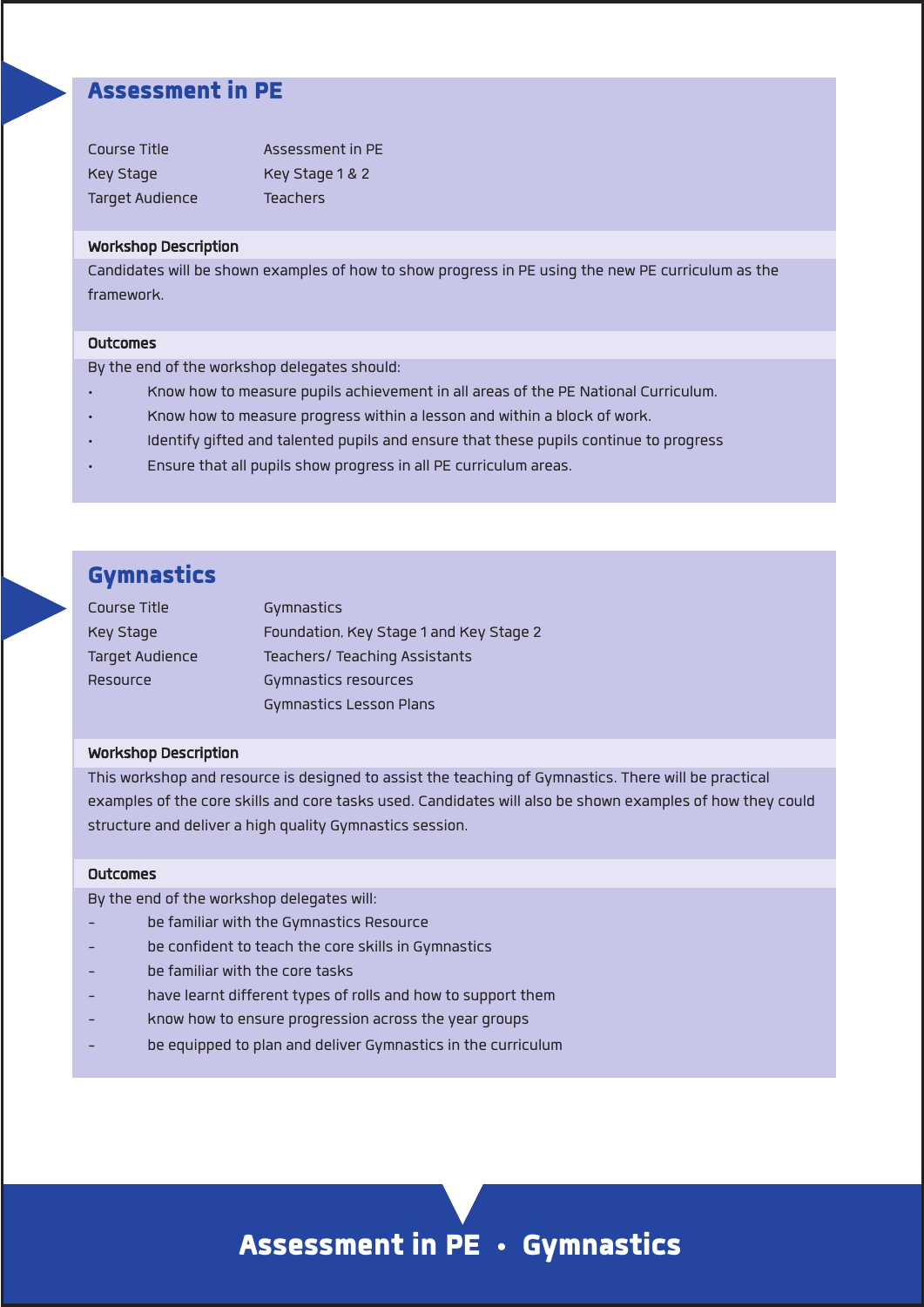## Assessment in PE

| | |
|---|---|
| Course Title | Assessment in PE |
| Key Stage | Key Stage 1 & 2 |
| Target Audience | Teachers |

**Workshop Description**

Candidates will be shown examples of how to show progress in PE using the new PE curriculum as the framework.

**Outcomes**

By the end of the workshop delegates should:

- Know how to measure pupils achievement in all areas of the PE National Curriculum.
- Know how to measure progress within a lesson and within a block of work.
- Identify gifted and talented pupils and ensure that these pupils continue to progress
- Ensure that all pupils show progress in all PE curriculum areas.

## Gymnastics

| | |
|---|---|
| Course Title | Gymnastics |
| Key Stage | Foundation, Key Stage 1 and Key Stage 2 |
| Target Audience | Teachers/ Teaching Assistants |
| Resource | Gymnastics resources<br>Gymnastics Lesson Plans |

**Workshop Description**

This workshop and resource is designed to assist the teaching of Gymnastics. There will be practical examples of the core skills and core tasks used. Candidates will also be shown examples of how they could structure and deliver a high quality Gymnastics session.

**Outcomes**

By the end of the workshop delegates will:

- be familiar with the Gymnastics Resource
- be confident to teach the core skills in Gymnastics
- be familiar with the core tasks
- have learnt different types of rolls and how to support them
- know how to ensure progression across the year groups
- be equipped to plan and deliver Gymnastics in the curriculum

**Assessment in PE • Gymnastics**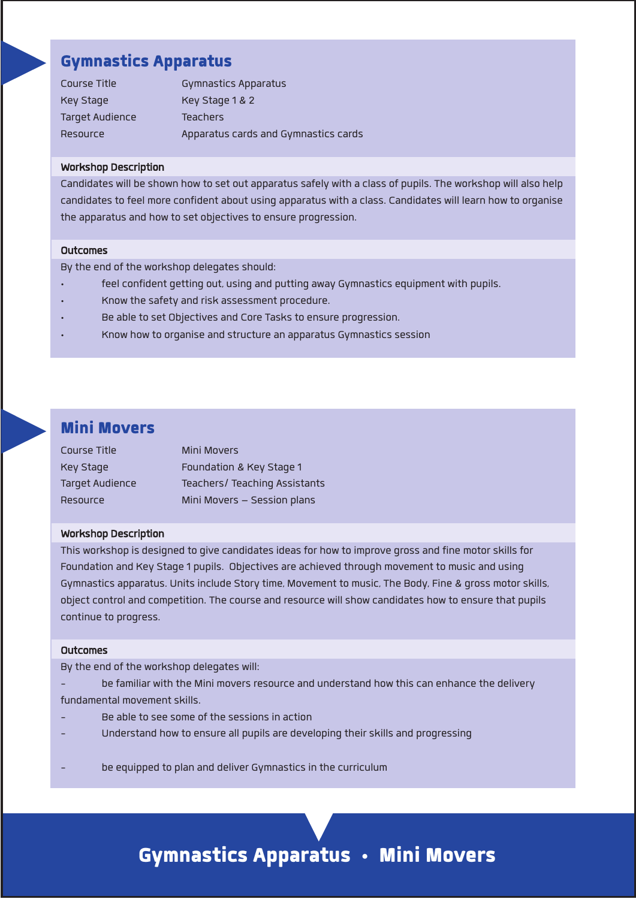## Gymnastics Apparatus

| | |
|---|---|
| Course Title | Gymnastics Apparatus |
| Key Stage | Key Stage 1 & 2 |
| Target Audience | Teachers |
| Resource | Apparatus cards and Gymnastics cards |

### Workshop Description

Candidates will be shown how to set out apparatus safely with a class of pupils. The workshop will also help candidates to feel more confident about using apparatus with a class. Candidates will learn how to organise the apparatus and how to set objectives to ensure progression.

### Outcomes

By the end of the workshop delegates should:

- feel confident getting out, using and putting away Gymnastics equipment with pupils.
- Know the safety and risk assessment procedure.
- Be able to set Objectives and Core Tasks to ensure progression.
- Know how to organise and structure an apparatus Gymnastics session

## Mini Movers

| | |
|---|---|
| Course Title | Mini Movers |
| Key Stage | Foundation & Key Stage 1 |
| Target Audience | Teachers/ Teaching Assistants |
| Resource | Mini Movers – Session plans |

### Workshop Description

This workshop is designed to give candidates ideas for how to improve gross and fine motor skills for Foundation and Key Stage 1 pupils. Objectives are achieved through movement to music and using Gymnastics apparatus. Units include Story time, Movement to music, The Body, Fine & gross motor skills, object control and competition. The course and resource will show candidates how to ensure that pupils continue to progress.

### Outcomes

By the end of the workshop delegates will:

- be familiar with the Mini movers resource and understand how this can enhance the delivery fundamental movement skills.
- Be able to see some of the sessions in action
- Understand how to ensure all pupils are developing their skills and progressing
- be equipped to plan and deliver Gymnastics in the curriculum

**Gymnastics Apparatus • Mini Movers**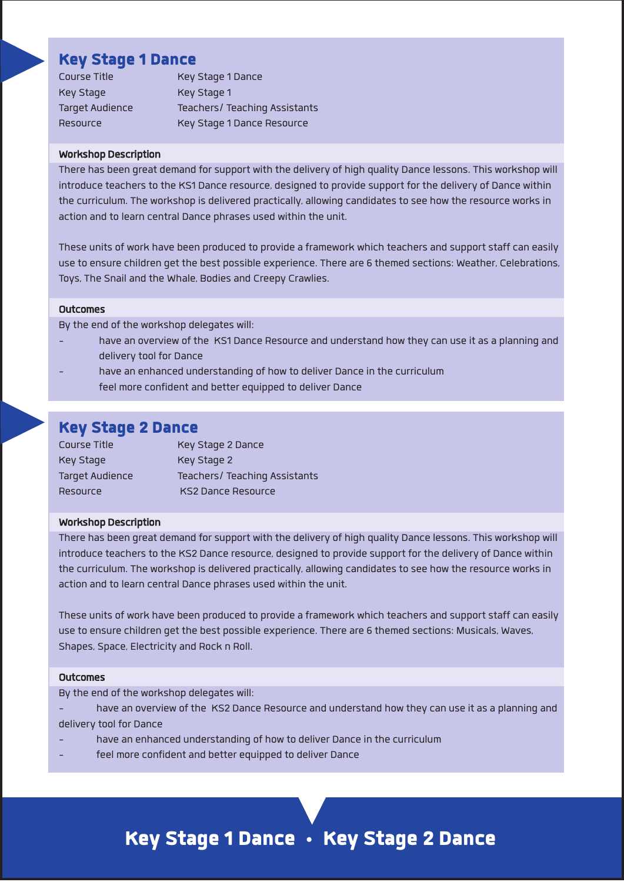## Key Stage 1 Dance

| Course Title | Key Stage 1 Dance |
| --- | --- |
| Key Stage | Key Stage 1 |
| Target Audience | Teachers/ Teaching Assistants |
| Resource | Key Stage 1 Dance Resource |

### Workshop Description

There has been great demand for support with the delivery of high quality Dance lessons. This workshop will introduce teachers to the KS1 Dance resource, designed to provide support for the delivery of Dance within the curriculum. The workshop is delivered practically, allowing candidates to see how the resource works in action and to learn central Dance phrases used within the unit.

These units of work have been produced to provide a framework which teachers and support staff can easily use to ensure children get the best possible experience. There are 6 themed sections: Weather, Celebrations, Toys, The Snail and the Whale, Bodies and Creepy Crawlies.

### Outcomes

By the end of the workshop delegates will:

- have an overview of the KS1 Dance Resource and understand how they can use it as a planning and delivery tool for Dance
- have an enhanced understanding of how to deliver Dance in the curriculum
  feel more confident and better equipped to deliver Dance

## Key Stage 2 Dance

| Course Title | Key Stage 2 Dance |
| --- | --- |
| Key Stage | Key Stage 2 |
| Target Audience | Teachers/ Teaching Assistants |
| Resource | KS2 Dance Resource |

### Workshop Description

There has been great demand for support with the delivery of high quality Dance lessons. This workshop will introduce teachers to the KS2 Dance resource, designed to provide support for the delivery of Dance within the curriculum. The workshop is delivered practically, allowing candidates to see how the resource works in action and to learn central Dance phrases used within the unit.

These units of work have been produced to provide a framework which teachers and support staff can easily use to ensure children get the best possible experience. There are 6 themed sections: Musicals, Waves, Shapes, Space, Electricity and Rock n Roll.

### Outcomes

By the end of the workshop delegates will:

- have an overview of the KS2 Dance Resource and understand how they can use it as a planning and delivery tool for Dance
- have an enhanced understanding of how to deliver Dance in the curriculum
- feel more confident and better equipped to deliver Dance

**Key Stage 1 Dance • Key Stage 2 Dance**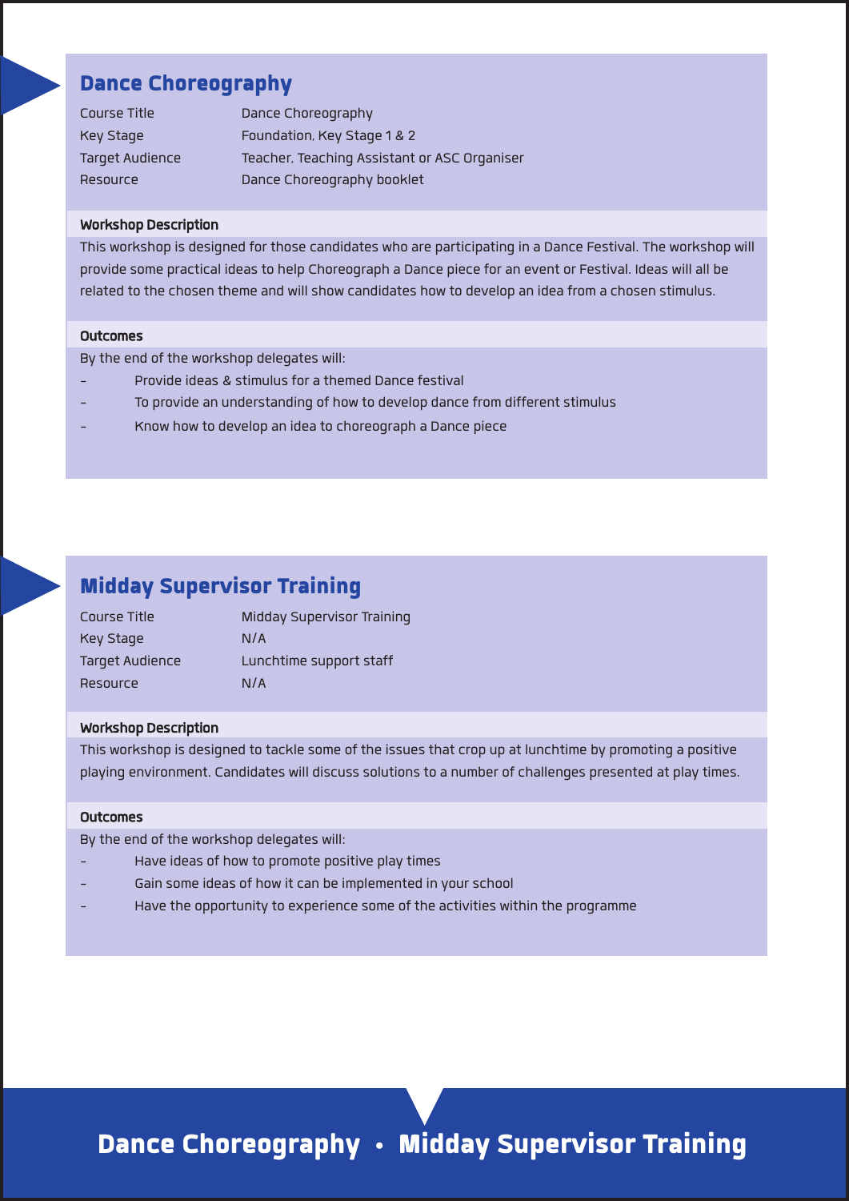## Dance Choreography

| | |
|---|---|
| Course Title | Dance Choreography |
| Key Stage | Foundation, Key Stage 1 & 2 |
| Target Audience | Teacher, Teaching Assistant or ASC Organiser |
| Resource | Dance Choreography booklet |

**Workshop Description**

This workshop is designed for those candidates who are participating in a Dance Festival. The workshop will provide some practical ideas to help Choreograph a Dance piece for an event or Festival. Ideas will all be related to the chosen theme and will show candidates how to develop an idea from a chosen stimulus.

**Outcomes**

By the end of the workshop delegates will:

- Provide ideas & stimulus for a themed Dance festival
- To provide an understanding of how to develop dance from different stimulus
- Know how to develop an idea to choreograph a Dance piece

## Midday Supervisor Training

| | |
|---|---|
| Course Title | Midday Supervisor Training |
| Key Stage | N/A |
| Target Audience | Lunchtime support staff |
| Resource | N/A |

**Workshop Description**

This workshop is designed to tackle some of the issues that crop up at lunchtime by promoting a positive playing environment. Candidates will discuss solutions to a number of challenges presented at play times.

**Outcomes**

By the end of the workshop delegates will:

- Have ideas of how to promote positive play times
- Gain some ideas of how it can be implemented in your school
- Have the opportunity to experience some of the activities within the programme

**Dance Choreography • Midday Supervisor Training**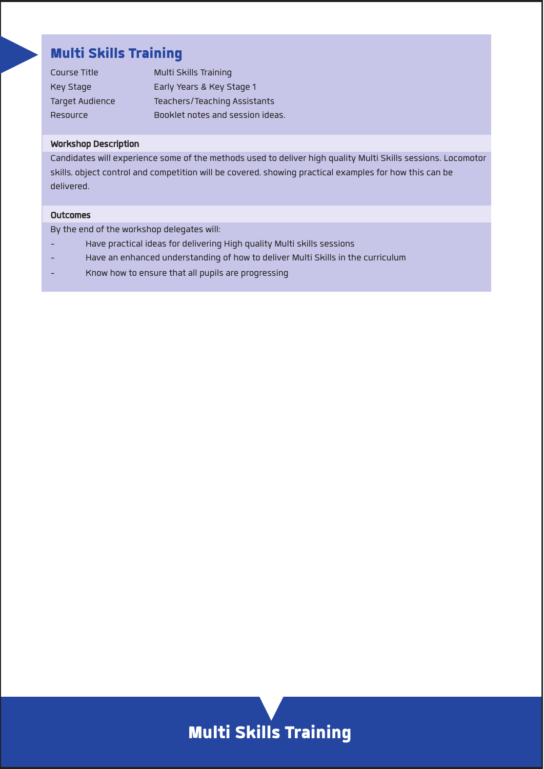## Multi Skills Training

| | |
|---|---|
| Course Title | Multi Skills Training |
| Key Stage | Early Years & Key Stage 1 |
| Target Audience | Teachers/Teaching Assistants |
| Resource | Booklet notes and session ideas. |

**Workshop Description**

Candidates will experience some of the methods used to deliver high quality Multi Skills sessions. Locomotor skills, object control and competition will be covered, showing practical examples for how this can be delivered.

**Outcomes**

By the end of the workshop delegates will:

- Have practical ideas for delivering High quality Multi skills sessions
- Have an enhanced understanding of how to deliver Multi Skills in the curriculum
- Know how to ensure that all pupils are progressing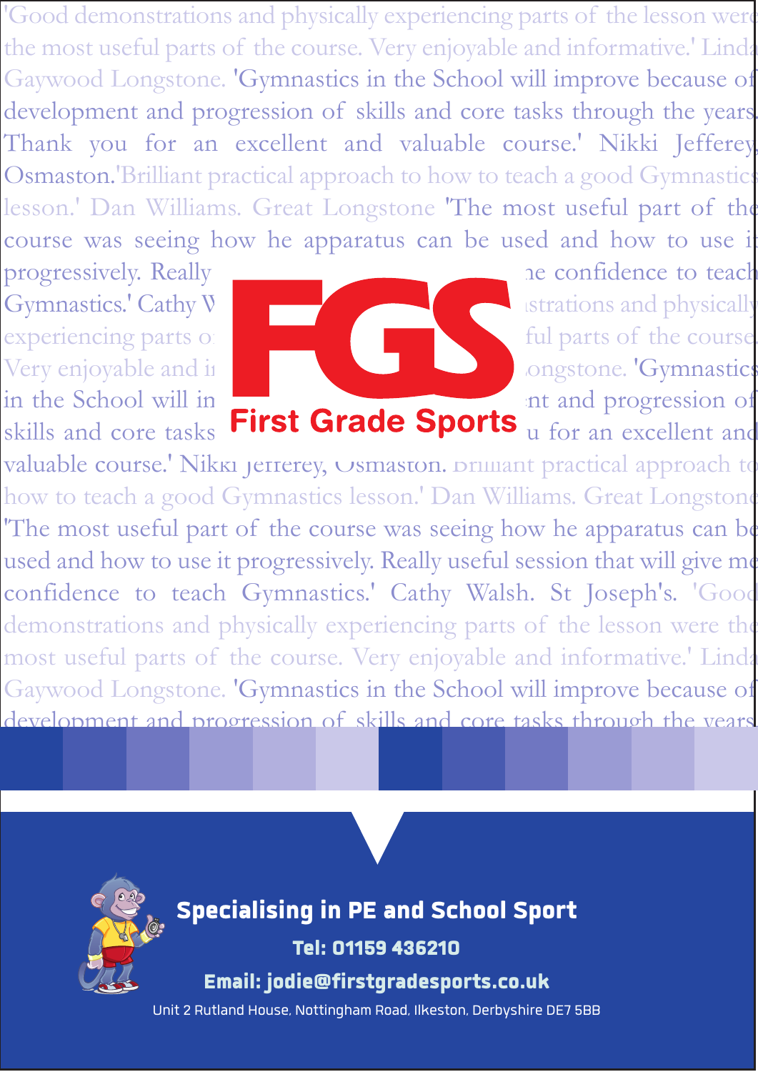'Good demonstrations and physically experiencing parts of the lesson were the most useful parts of the course. Very enjoyable and informative.' Linda Gaywood Longstone. 'Gymnastics in the School will improve because of development and progression of skills and core tasks through the years. Thank you for an excellent and valuable course.' Nikki Jefferey, Osmaston. 'Brilliant practical approach to how to teach a good Gymnastics lesson.' Dan Williams. Great Longstone 'The most useful part of the course was seeing how he apparatus can be used and how to use it progressively. Really useful session that will give me confidence to teach Gymnastics.' Cathy Walsh. St Joseph's.

# FGS

## First Grade Sports

**Specialising in PE and School Sport**

**Tel: 01159 436210**

**Email: jodie@firstgradesports.co.uk**

Unit 2 Rutland House, Nottingham Road, Ilkeston, Derbyshire DE7 5BB